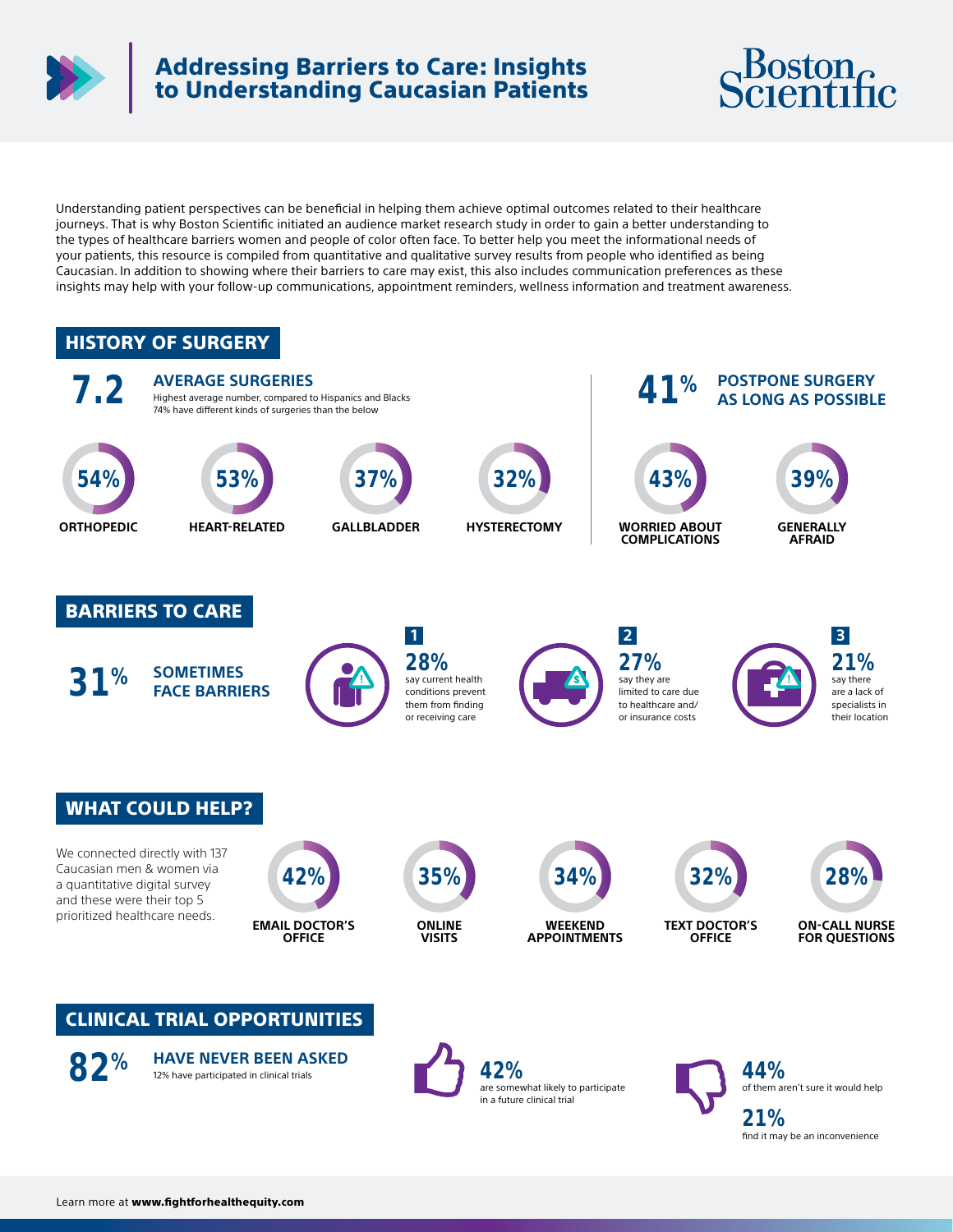# Addressing Barriers to Care: Insights to Understanding Caucasian Patients

Boston Scientific

Understanding patient perspectives can be beneficial in helping them achieve optimal outcomes related to their healthcare journeys. That is why Boston Scientific initiated an audience market research study in order to gain a better understanding to the types of healthcare barriers women and people of color often face. To better help you meet the informational needs of your patients, this resource is compiled from quantitative and qualitative survey results from people who identified as being Caucasian. In addition to showing where their barriers to care may exist, this also includes communication preferences as these insights may help with your follow-up communications, appointment reminders, wellness information and treatment awareness.

## HISTORY OF SURGERY

**7.2** **AVERAGE SURGERIES**

Highest average number, compared to Hispanics and Blacks

74% have different kinds of surgeries than the below

- 54% ORTHOPEDIC
- 53% HEART-RELATED
- 37% GALLBLADDER
- 32% HYSTERECTOMY

**41%** **POSTPONE SURGERY AS LONG AS POSSIBLE**

- 43% WORRIED ABOUT COMPLICATIONS
- 39% GENERALLY AFRAID

## BARRIERS TO CARE

**31%** **SOMETIMES FACE BARRIERS**

1. **28%** say current health conditions prevent them from finding or receiving care
2. **27%** say they are limited to care due to healthcare and/or insurance costs
3. **21%** say there are a lack of specialists in their location

## WHAT COULD HELP?

We connected directly with 137 Caucasian men & women via a quantitative digital survey and these were their top 5 prioritized healthcare needs.

- 42% EMAIL DOCTOR'S OFFICE
- 35% ONLINE VISITS
- 34% WEEKEND APPOINTMENTS
- 32% TEXT DOCTOR'S OFFICE
- 28% ON-CALL NURSE FOR QUESTIONS

## CLINICAL TRIAL OPPORTUNITIES

**82%** **HAVE NEVER BEEN ASKED**

12% have participated in clinical trials

**42%** are somewhat likely to participate in a future clinical trial

**44%** of them aren't sure it would help

**21%** find it may be an inconvenience

Learn more at **www.fightforhealthequity.com**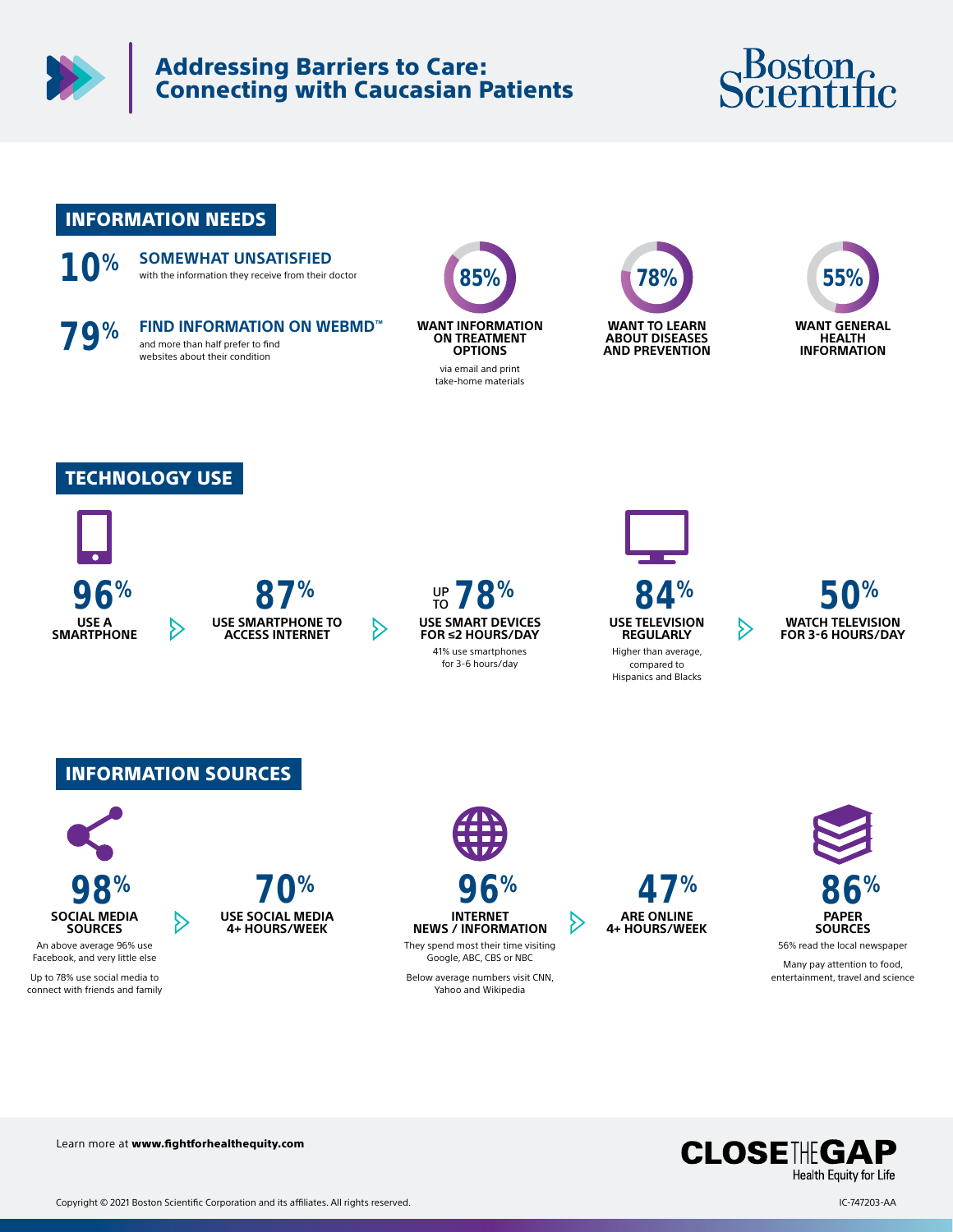# Addressing Barriers to Care: Connecting with Caucasian Patients

Boston Scientific

## INFORMATION NEEDS

**10%** **SOMEWHAT UNSATISFIED**
with the information they receive from their doctor

**79%** **FIND INFORMATION ON WEBMD™**
and more than half prefer to find websites about their condition

**85%** **WANT INFORMATION ON TREATMENT OPTIONS**
via email and print take-home materials

**78%** **WANT TO LEARN ABOUT DISEASES AND PREVENTION**

**55%** **WANT GENERAL HEALTH INFORMATION**

## TECHNOLOGY USE

**96%** **USE A SMARTPHONE**

**87%** **USE SMARTPHONE TO ACCESS INTERNET**

**UP TO 78%** **USE SMART DEVICES FOR ≤2 HOURS/DAY**
41% use smartphones for 3-6 hours/day

**84%** **USE TELEVISION REGULARLY**
Higher than average, compared to Hispanics and Blacks

**50%** **WATCH TELEVISION FOR 3-6 HOURS/DAY**

## INFORMATION SOURCES

**98%** **SOCIAL MEDIA SOURCES**
An above average 96% use Facebook, and very little else

Up to 78% use social media to connect with friends and family

**70%** **USE SOCIAL MEDIA 4+ HOURS/WEEK**

**96%** **INTERNET NEWS / INFORMATION**
They spend most their time visiting Google, ABC, CBS or NBC

Below average numbers visit CNN, Yahoo and Wikipedia

**47%** **ARE ONLINE 4+ HOURS/WEEK**

**86%** **PAPER SOURCES**
56% read the local newspaper

Many pay attention to food, entertainment, travel and science

Learn more at **www.fightforhealthequity.com**

CLOSE THE GAP
Health Equity for Life

Copyright © 2021 Boston Scientific Corporation and its affiliates. All rights reserved.

IC-747203-AA